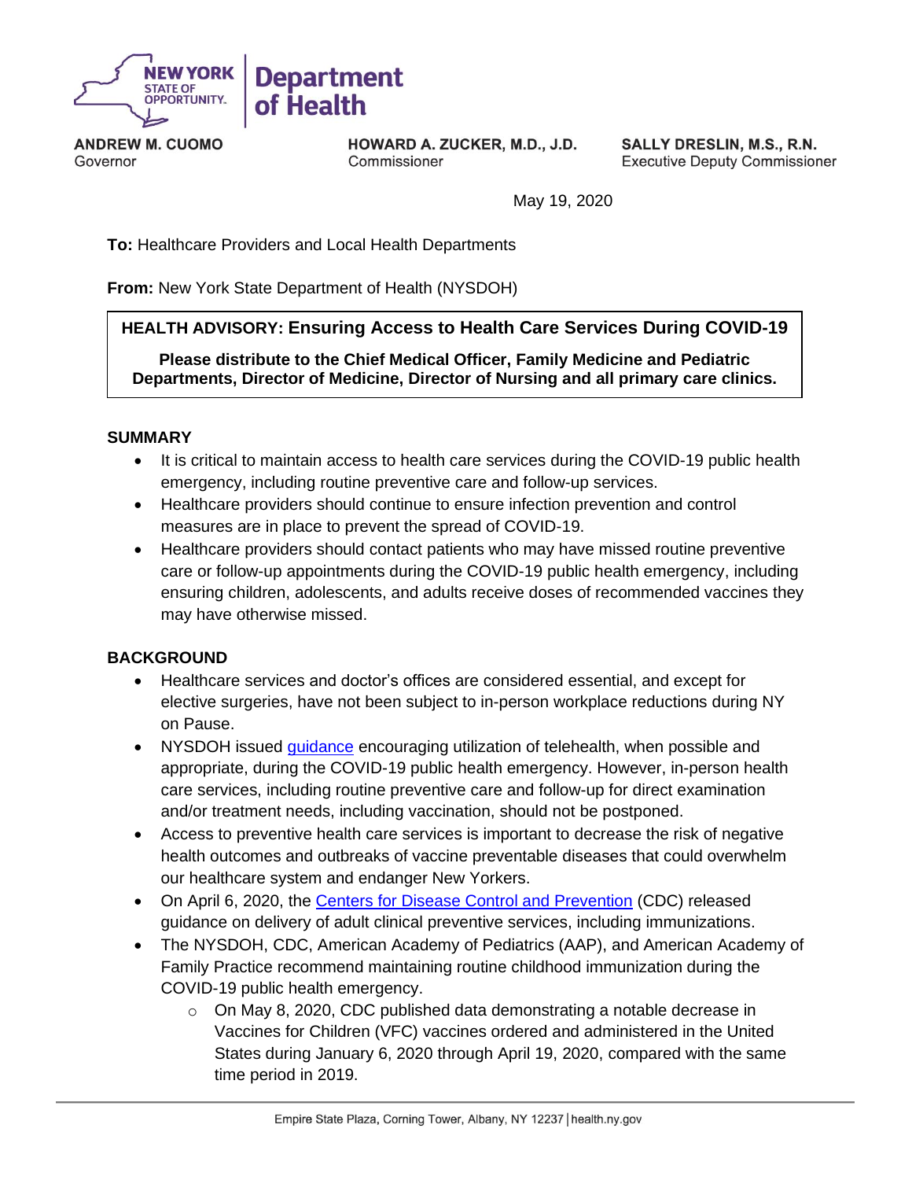NEW YORK STATE OF OPPORTUNITY. | Department of Health

**ANDREW M. CUOMO**
Governor

**HOWARD A. ZUCKER, M.D., J.D.**
Commissioner

**SALLY DRESLIN, M.S., R.N.**
Executive Deputy Commissioner

May 19, 2020

**To:** Healthcare Providers and Local Health Departments

**From:** New York State Department of Health (NYSDOH)

**HEALTH ADVISORY: Ensuring Access to Health Care Services During COVID-19**

**Please distribute to the Chief Medical Officer, Family Medicine and Pediatric Departments, Director of Medicine, Director of Nursing and all primary care clinics.**

## SUMMARY

- It is critical to maintain access to health care services during the COVID-19 public health emergency, including routine preventive care and follow-up services.
- Healthcare providers should continue to ensure infection prevention and control measures are in place to prevent the spread of COVID-19.
- Healthcare providers should contact patients who may have missed routine preventive care or follow-up appointments during the COVID-19 public health emergency, including ensuring children, adolescents, and adults receive doses of recommended vaccines they may have otherwise missed.

## BACKGROUND

- Healthcare services and doctor's offices are considered essential, and except for elective surgeries, have not been subject to in-person workplace reductions during NY on Pause.
- NYSDOH issued guidance encouraging utilization of telehealth, when possible and appropriate, during the COVID-19 public health emergency. However, in-person health care services, including routine preventive care and follow-up for direct examination and/or treatment needs, including vaccination, should not be postponed.
- Access to preventive health care services is important to decrease the risk of negative health outcomes and outbreaks of vaccine preventable diseases that could overwhelm our healthcare system and endanger New Yorkers.
- On April 6, 2020, the Centers for Disease Control and Prevention (CDC) released guidance on delivery of adult clinical preventive services, including immunizations.
- The NYSDOH, CDC, American Academy of Pediatrics (AAP), and American Academy of Family Practice recommend maintaining routine childhood immunization during the COVID-19 public health emergency.
  - On May 8, 2020, CDC published data demonstrating a notable decrease in Vaccines for Children (VFC) vaccines ordered and administered in the United States during January 6, 2020 through April 19, 2020, compared with the same time period in 2019.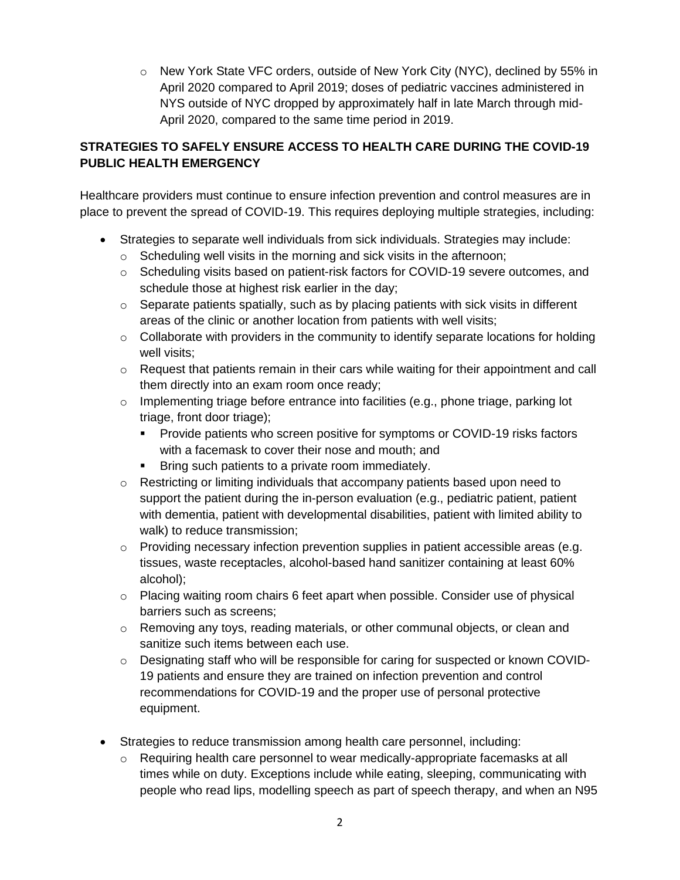- New York State VFC orders, outside of New York City (NYC), declined by 55% in April 2020 compared to April 2019; doses of pediatric vaccines administered in NYS outside of NYC dropped by approximately half in late March through mid-April 2020, compared to the same time period in 2019.

**STRATEGIES TO SAFELY ENSURE ACCESS TO HEALTH CARE DURING THE COVID-19 PUBLIC HEALTH EMERGENCY**

Healthcare providers must continue to ensure infection prevention and control measures are in place to prevent the spread of COVID-19. This requires deploying multiple strategies, including:

- Strategies to separate well individuals from sick individuals. Strategies may include:
  - Scheduling well visits in the morning and sick visits in the afternoon;
  - Scheduling visits based on patient-risk factors for COVID-19 severe outcomes, and schedule those at highest risk earlier in the day;
  - Separate patients spatially, such as by placing patients with sick visits in different areas of the clinic or another location from patients with well visits;
  - Collaborate with providers in the community to identify separate locations for holding well visits;
  - Request that patients remain in their cars while waiting for their appointment and call them directly into an exam room once ready;
  - Implementing triage before entrance into facilities (e.g., phone triage, parking lot triage, front door triage);
    - Provide patients who screen positive for symptoms or COVID-19 risks factors with a facemask to cover their nose and mouth; and
    - Bring such patients to a private room immediately.
  - Restricting or limiting individuals that accompany patients based upon need to support the patient during the in-person evaluation (e.g., pediatric patient, patient with dementia, patient with developmental disabilities, patient with limited ability to walk) to reduce transmission;
  - Providing necessary infection prevention supplies in patient accessible areas (e.g. tissues, waste receptacles, alcohol-based hand sanitizer containing at least 60% alcohol);
  - Placing waiting room chairs 6 feet apart when possible. Consider use of physical barriers such as screens;
  - Removing any toys, reading materials, or other communal objects, or clean and sanitize such items between each use.
  - Designating staff who will be responsible for caring for suspected or known COVID-19 patients and ensure they are trained on infection prevention and control recommendations for COVID-19 and the proper use of personal protective equipment.

- Strategies to reduce transmission among health care personnel, including:
  - Requiring health care personnel to wear medically-appropriate facemasks at all times while on duty. Exceptions include while eating, sleeping, communicating with people who read lips, modelling speech as part of speech therapy, and when an N95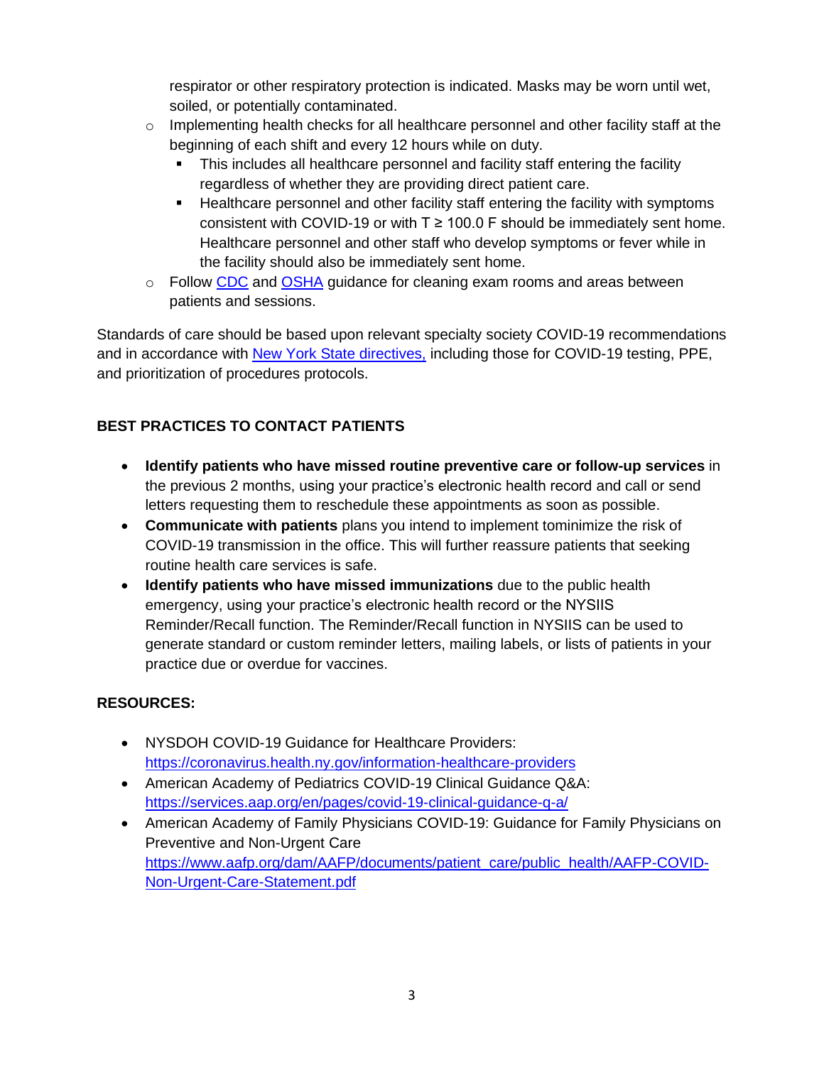respirator or other respiratory protection is indicated. Masks may be worn until wet, soiled, or potentially contaminated.

  - Implementing health checks for all healthcare personnel and other facility staff at the beginning of each shift and every 12 hours while on duty.
    - This includes all healthcare personnel and facility staff entering the facility regardless of whether they are providing direct patient care.
    - Healthcare personnel and other facility staff entering the facility with symptoms consistent with COVID-19 or with T ≥ 100.0 F should be immediately sent home. Healthcare personnel and other staff who develop symptoms or fever while in the facility should also be immediately sent home.
  - Follow [CDC](#) and [OSHA](#) guidance for cleaning exam rooms and areas between patients and sessions.

Standards of care should be based upon relevant specialty society COVID-19 recommendations and in accordance with [New York State directives,](#) including those for COVID-19 testing, PPE, and prioritization of procedures protocols.

**BEST PRACTICES TO CONTACT PATIENTS**

- **Identify patients who have missed routine preventive care or follow-up services** in the previous 2 months, using your practice's electronic health record and call or send letters requesting them to reschedule these appointments as soon as possible.
- **Communicate with patients** plans you intend to implement tominimize the risk of COVID-19 transmission in the office. This will further reassure patients that seeking routine health care services is safe.
- **Identify patients who have missed immunizations** due to the public health emergency, using your practice's electronic health record or the NYSIIS Reminder/Recall function. The Reminder/Recall function in NYSIIS can be used to generate standard or custom reminder letters, mailing labels, or lists of patients in your practice due or overdue for vaccines.

**RESOURCES:**

- NYSDOH COVID-19 Guidance for Healthcare Providers: https://coronavirus.health.ny.gov/information-healthcare-providers
- American Academy of Pediatrics COVID-19 Clinical Guidance Q&A: https://services.aap.org/en/pages/covid-19-clinical-guidance-q-a/
- American Academy of Family Physicians COVID-19: Guidance for Family Physicians on Preventive and Non-Urgent Care https://www.aafp.org/dam/AAFP/documents/patient_care/public_health/AAFP-COVID-Non-Urgent-Care-Statement.pdf